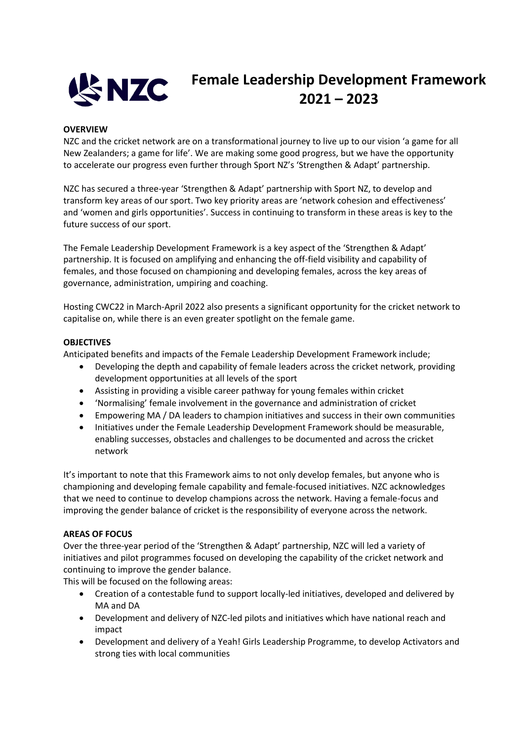# Female Leadership Development Framework 2021 – 2023

**OVERVIEW**

NZC and the cricket network are on a transformational journey to live up to our vision 'a game for all New Zealanders; a game for life'. We are making some good progress, but we have the opportunity to accelerate our progress even further through Sport NZ's 'Strengthen & Adapt' partnership.

NZC has secured a three-year 'Strengthen & Adapt' partnership with Sport NZ, to develop and transform key areas of our sport. Two key priority areas are 'network cohesion and effectiveness' and 'women and girls opportunities'. Success in continuing to transform in these areas is key to the future success of our sport.

The Female Leadership Development Framework is a key aspect of the 'Strengthen & Adapt' partnership. It is focused on amplifying and enhancing the off-field visibility and capability of females, and those focused on championing and developing females, across the key areas of governance, administration, umpiring and coaching.

Hosting CWC22 in March-April 2022 also presents a significant opportunity for the cricket network to capitalise on, while there is an even greater spotlight on the female game.

**OBJECTIVES**

Anticipated benefits and impacts of the Female Leadership Development Framework include;

- Developing the depth and capability of female leaders across the cricket network, providing development opportunities at all levels of the sport
- Assisting in providing a visible career pathway for young females within cricket
- 'Normalising' female involvement in the governance and administration of cricket
- Empowering MA / DA leaders to champion initiatives and success in their own communities
- Initiatives under the Female Leadership Development Framework should be measurable, enabling successes, obstacles and challenges to be documented and across the cricket network

It's important to note that this Framework aims to not only develop females, but anyone who is championing and developing female capability and female-focused initiatives. NZC acknowledges that we need to continue to develop champions across the network. Having a female-focus and improving the gender balance of cricket is the responsibility of everyone across the network.

**AREAS OF FOCUS**

Over the three-year period of the 'Strengthen & Adapt' partnership, NZC will led a variety of initiatives and pilot programmes focused on developing the capability of the cricket network and continuing to improve the gender balance.

This will be focused on the following areas:

- Creation of a contestable fund to support locally-led initiatives, developed and delivered by MA and DA
- Development and delivery of NZC-led pilots and initiatives which have national reach and impact
- Development and delivery of a Yeah! Girls Leadership Programme, to develop Activators and strong ties with local communities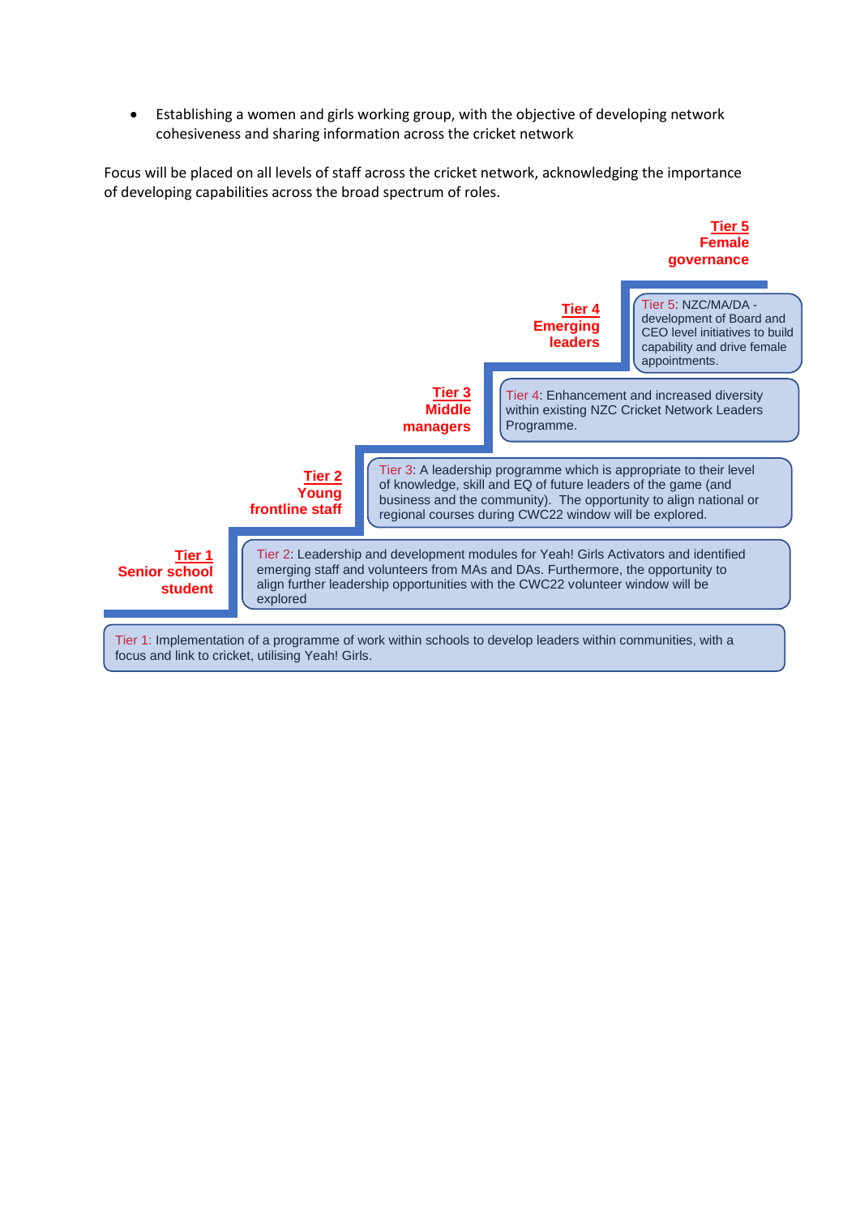- Establishing a women and girls working group, with the objective of developing network cohesiveness and sharing information across the cricket network

Focus will be placed on all levels of staff across the cricket network, acknowledging the importance of developing capabilities across the broad spectrum of roles.

**Tier 5**
**Female governance**

Tier 5: NZC/MA/DA - development of Board and CEO level initiatives to build capability and drive female appointments.

**Tier 4**
**Emerging leaders**

Tier 4: Enhancement and increased diversity within existing NZC Cricket Network Leaders Programme.

**Tier 3**
**Middle managers**

Tier 3: A leadership programme which is appropriate to their level of knowledge, skill and EQ of future leaders of the game (and business and the community). The opportunity to align national or regional courses during CWC22 window will be explored.

**Tier 2**
**Young frontline staff**

Tier 2: Leadership and development modules for Yeah! Girls Activators and identified emerging staff and volunteers from MAs and DAs. Furthermore, the opportunity to align further leadership opportunities with the CWC22 volunteer window will be explored

**Tier 1**
**Senior school student**

Tier 1: Implementation of a programme of work within schools to develop leaders within communities, with a focus and link to cricket, utilising Yeah! Girls.